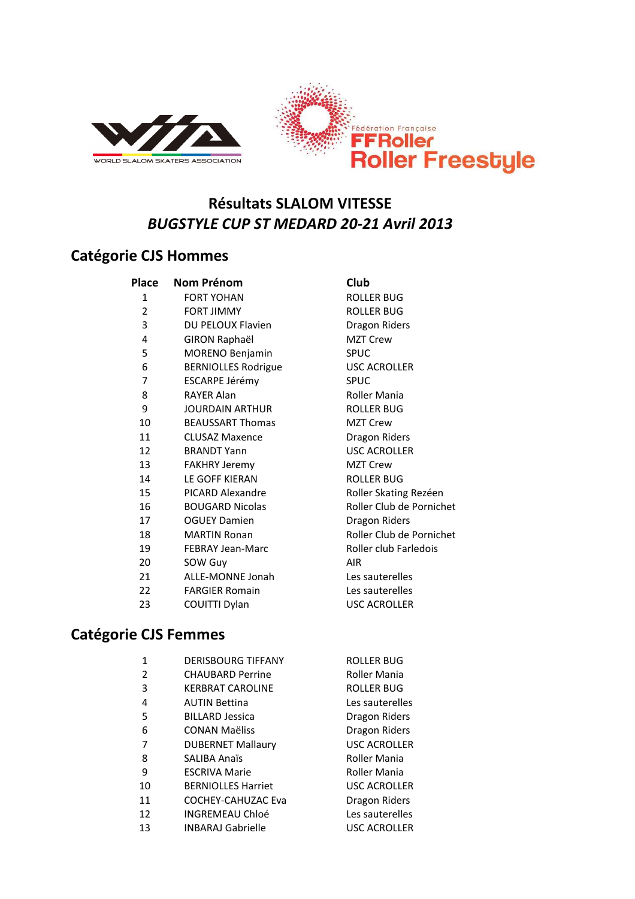# Résultats SLALOM VITESSE

## *BUGSTYLE CUP ST MEDARD 20-21 Avril 2013*

## Catégorie CJS Hommes

| Place | Nom Prénom | Club |
|---|---|---|
| 1 | FORT YOHAN | ROLLER BUG |
| 2 | FORT JIMMY | ROLLER BUG |
| 3 | DU PELOUX Flavien | Dragon Riders |
| 4 | GIRON Raphaël | MZT Crew |
| 5 | MORENO Benjamin | SPUC |
| 6 | BERNIOLLES Rodrigue | USC ACROLLER |
| 7 | ESCARPE Jérémy | SPUC |
| 8 | RAYER Alan | Roller Mania |
| 9 | JOURDAIN ARTHUR | ROLLER BUG |
| 10 | BEAUSSART Thomas | MZT Crew |
| 11 | CLUSAZ Maxence | Dragon Riders |
| 12 | BRANDT Yann | USC ACROLLER |
| 13 | FAKHRY Jeremy | MZT Crew |
| 14 | LE GOFF KIERAN | ROLLER BUG |
| 15 | PICARD Alexandre | Roller Skating Rezéen |
| 16 | BOUGARD Nicolas | Roller Club de Pornichet |
| 17 | OGUEY Damien | Dragon Riders |
| 18 | MARTIN Ronan | Roller Club de Pornichet |
| 19 | FEBRAY Jean-Marc | Roller club Farledois |
| 20 | SOW Guy | AIR |
| 21 | ALLE-MONNE Jonah | Les sauterelles |
| 22 | FARGIER Romain | Les sauterelles |
| 23 | COUITTI Dylan | USC ACROLLER |

## Catégorie CJS Femmes

| Place | Nom Prénom | Club |
|---|---|---|
| 1 | DERISBOURG TIFFANY | ROLLER BUG |
| 2 | CHAUBARD Perrine | Roller Mania |
| 3 | KERBRAT CAROLINE | ROLLER BUG |
| 4 | AUTIN Bettina | Les sauterelles |
| 5 | BILLARD Jessica | Dragon Riders |
| 6 | CONAN Maëliss | Dragon Riders |
| 7 | DUBERNET Mallaury | USC ACROLLER |
| 8 | SALIBA Anaïs | Roller Mania |
| 9 | ESCRIVA Marie | Roller Mania |
| 10 | BERNIOLLES Harriet | USC ACROLLER |
| 11 | COCHEY-CAHUZAC Eva | Dragon Riders |
| 12 | INGREMEAU Chloé | Les sauterelles |
| 13 | INBARAJ Gabrielle | USC ACROLLER |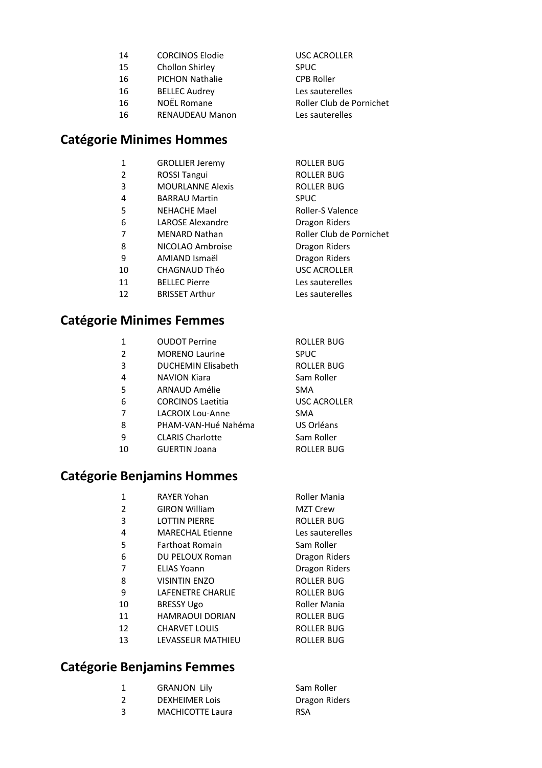| | | |
|---|---|---|
| 14 | CORCINOS Elodie | USC ACROLLER |
| 15 | Chollon Shirley | SPUC |
| 16 | PICHON Nathalie | CPB Roller |
| 16 | BELLEC Audrey | Les sauterelles |
| 16 | NOËL Romane | Roller Club de Pornichet |
| 16 | RENAUDEAU Manon | Les sauterelles |

## Catégorie Minimes Hommes

| | | |
|---|---|---|
| 1 | GROLLIER Jeremy | ROLLER BUG |
| 2 | ROSSI Tangui | ROLLER BUG |
| 3 | MOURLANNE Alexis | ROLLER BUG |
| 4 | BARRAU Martin | SPUC |
| 5 | NEHACHE Mael | Roller-S Valence |
| 6 | LAROSE Alexandre | Dragon Riders |
| 7 | MENARD Nathan | Roller Club de Pornichet |
| 8 | NICOLAO Ambroise | Dragon Riders |
| 9 | AMIAND Ismaël | Dragon Riders |
| 10 | CHAGNAUD Théo | USC ACROLLER |
| 11 | BELLEC Pierre | Les sauterelles |
| 12 | BRISSET Arthur | Les sauterelles |

## Catégorie Minimes Femmes

| | | |
|---|---|---|
| 1 | OUDOT Perrine | ROLLER BUG |
| 2 | MORENO Laurine | SPUC |
| 3 | DUCHEMIN Elisabeth | ROLLER BUG |
| 4 | NAVION Kiara | Sam Roller |
| 5 | ARNAUD Amélie | SMA |
| 6 | CORCINOS Laetitia | USC ACROLLER |
| 7 | LACROIX Lou-Anne | SMA |
| 8 | PHAM-VAN-Hué Nahéma | US Orléans |
| 9 | CLARIS Charlotte | Sam Roller |
| 10 | GUERTIN Joana | ROLLER BUG |

## Catégorie Benjamins Hommes

| | | |
|---|---|---|
| 1 | RAYER Yohan | Roller Mania |
| 2 | GIRON William | MZT Crew |
| 3 | LOTTIN PIERRE | ROLLER BUG |
| 4 | MARECHAL Etienne | Les sauterelles |
| 5 | Farthoat Romain | Sam Roller |
| 6 | DU PELOUX Roman | Dragon Riders |
| 7 | ELIAS Yoann | Dragon Riders |
| 8 | VISINTIN ENZO | ROLLER BUG |
| 9 | LAFENETRE CHARLIE | ROLLER BUG |
| 10 | BRESSY Ugo | Roller Mania |
| 11 | HAMRAOUI DORIAN | ROLLER BUG |
| 12 | CHARVET LOUIS | ROLLER BUG |
| 13 | LEVASSEUR MATHIEU | ROLLER BUG |

## Catégorie Benjamins Femmes

| | | |
|---|---|---|
| 1 | GRANJON Lily | Sam Roller |
| 2 | DEXHEIMER Lois | Dragon Riders |
| 3 | MACHICOTTE Laura | RSA |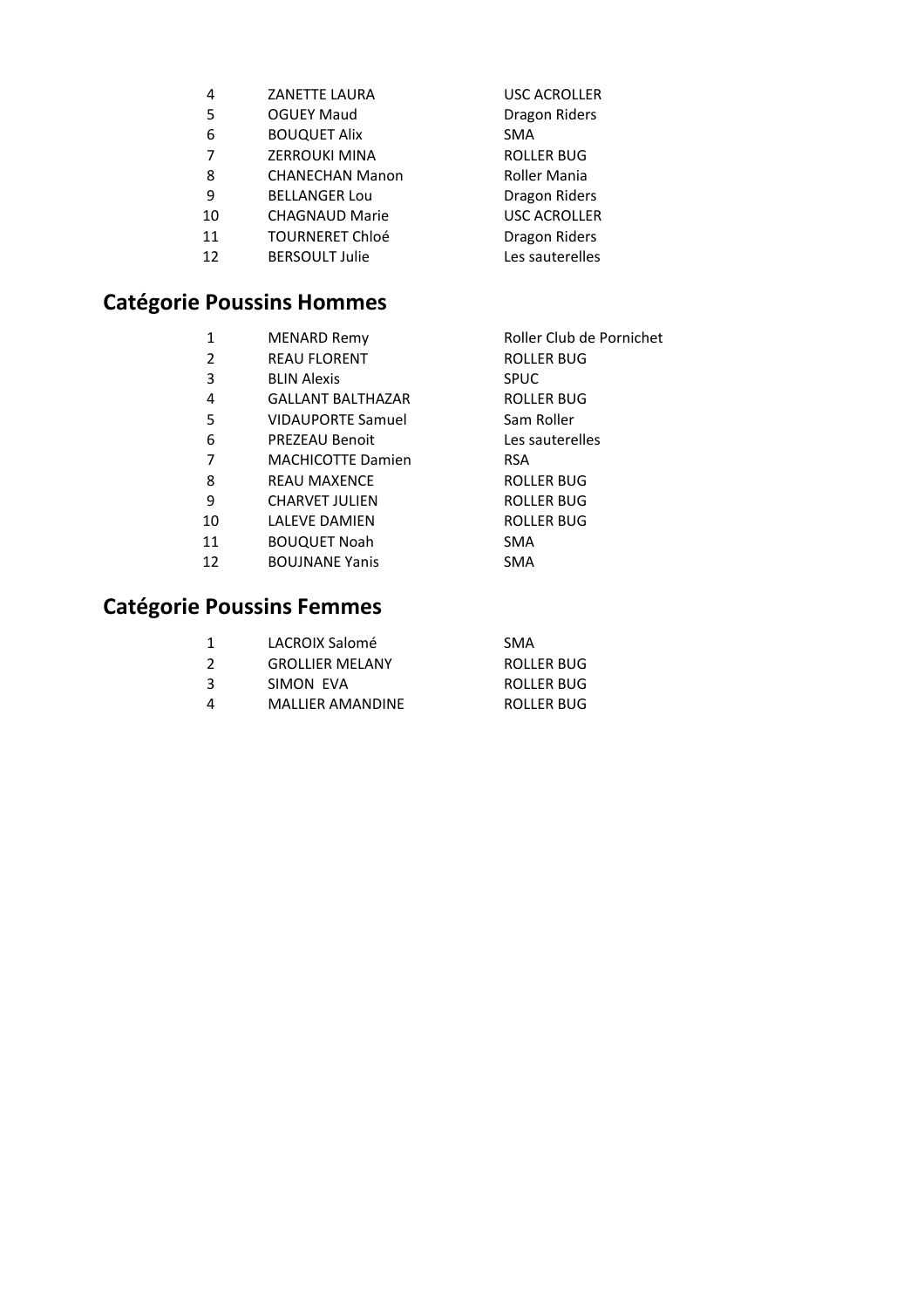| | | |
|---|---|---|
| 4 | ZANETTE LAURA | USC ACROLLER |
| 5 | OGUEY Maud | Dragon Riders |
| 6 | BOUQUET Alix | SMA |
| 7 | ZERROUKI MINA | ROLLER BUG |
| 8 | CHANECHAN Manon | Roller Mania |
| 9 | BELLANGER Lou | Dragon Riders |
| 10 | CHAGNAUD Marie | USC ACROLLER |
| 11 | TOURNERET Chloé | Dragon Riders |
| 12 | BERSOULT Julie | Les sauterelles |

## Catégorie Poussins Hommes

| | | |
|---|---|---|
| 1 | MENARD Remy | Roller Club de Pornichet |
| 2 | REAU FLORENT | ROLLER BUG |
| 3 | BLIN Alexis | SPUC |
| 4 | GALLANT BALTHAZAR | ROLLER BUG |
| 5 | VIDAUPORTE Samuel | Sam Roller |
| 6 | PREZEAU Benoit | Les sauterelles |
| 7 | MACHICOTTE Damien | RSA |
| 8 | REAU MAXENCE | ROLLER BUG |
| 9 | CHARVET JULIEN | ROLLER BUG |
| 10 | LALEVE DAMIEN | ROLLER BUG |
| 11 | BOUQUET Noah | SMA |
| 12 | BOUJNANE Yanis | SMA |

## Catégorie Poussins Femmes

| | | |
|---|---|---|
| 1 | LACROIX Salomé | SMA |
| 2 | GROLLIER MELANY | ROLLER BUG |
| 3 | SIMON EVA | ROLLER BUG |
| 4 | MALLIER AMANDINE | ROLLER BUG |